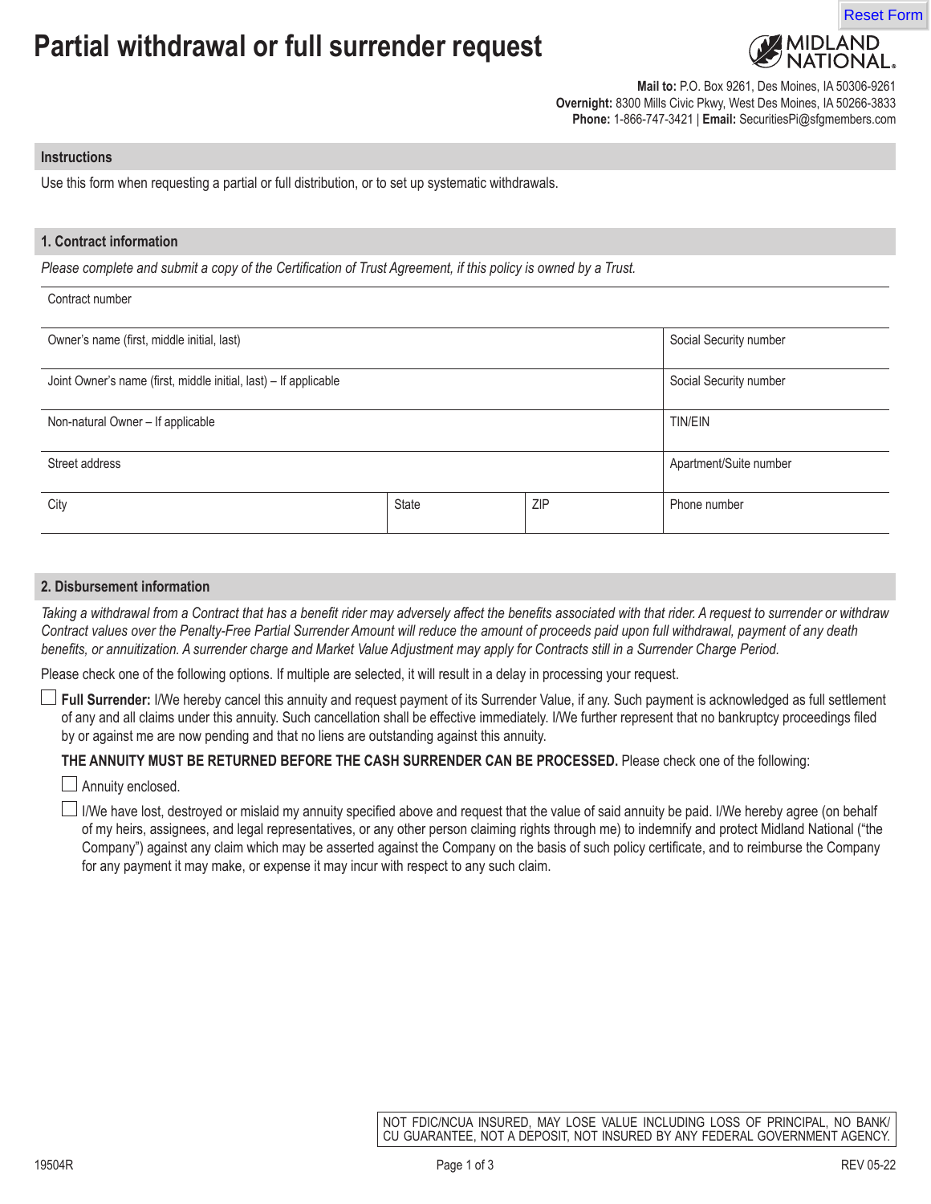# Partial withdrawal or full surrender request

MIDLAND NATIONAL.

**Mail to:** P.O. Box 9261, Des Moines, IA 50306-9261
**Overnight:** 8300 Mills Civic Pkwy, West Des Moines, IA 50266-3833
**Phone:** 1-866-747-3421 | **Email:** SecuritiesPi@sfgmembers.com

## Instructions

Use this form when requesting a partial or full distribution, or to set up systematic withdrawals.

## 1. Contract information

*Please complete and submit a copy of the Certification of Trust Agreement, if this policy is owned by a Trust.*

| Contract number | | | |
|---|---|---|---|
| Owner's name (first, middle initial, last) | | | Social Security number |
| Joint Owner's name (first, middle initial, last) – If applicable | | | Social Security number |
| Non-natural Owner – If applicable | | | TIN/EIN |
| Street address | | | Apartment/Suite number |
| City | State | ZIP | Phone number |

## 2. Disbursement information

*Taking a withdrawal from a Contract that has a benefit rider may adversely affect the benefits associated with that rider. A request to surrender or withdraw Contract values over the Penalty-Free Partial Surrender Amount will reduce the amount of proceeds paid upon full withdrawal, payment of any death benefits, or annuitization. A surrender charge and Market Value Adjustment may apply for Contracts still in a Surrender Charge Period.*

Please check one of the following options. If multiple are selected, it will result in a delay in processing your request.

☐ **Full Surrender:** I/We hereby cancel this annuity and request payment of its Surrender Value, if any. Such payment is acknowledged as full settlement of any and all claims under this annuity. Such cancellation shall be effective immediately. I/We further represent that no bankruptcy proceedings filed by or against me are now pending and that no liens are outstanding against this annuity.

**THE ANNUITY MUST BE RETURNED BEFORE THE CASH SURRENDER CAN BE PROCESSED.** Please check one of the following:

- ☐ Annuity enclosed.
- ☐ I/We have lost, destroyed or mislaid my annuity specified above and request that the value of said annuity be paid. I/We hereby agree (on behalf of my heirs, assignees, and legal representatives, or any other person claiming rights through me) to indemnify and protect Midland National ("the Company") against any claim which may be asserted against the Company on the basis of such policy certificate, and to reimburse the Company for any payment it may make, or expense it may incur with respect to any such claim.

NOT FDIC/NCUA INSURED, MAY LOSE VALUE INCLUDING LOSS OF PRINCIPAL, NO BANK/CU GUARANTEE, NOT A DEPOSIT, NOT INSURED BY ANY FEDERAL GOVERNMENT AGENCY.

19504R REV 05-22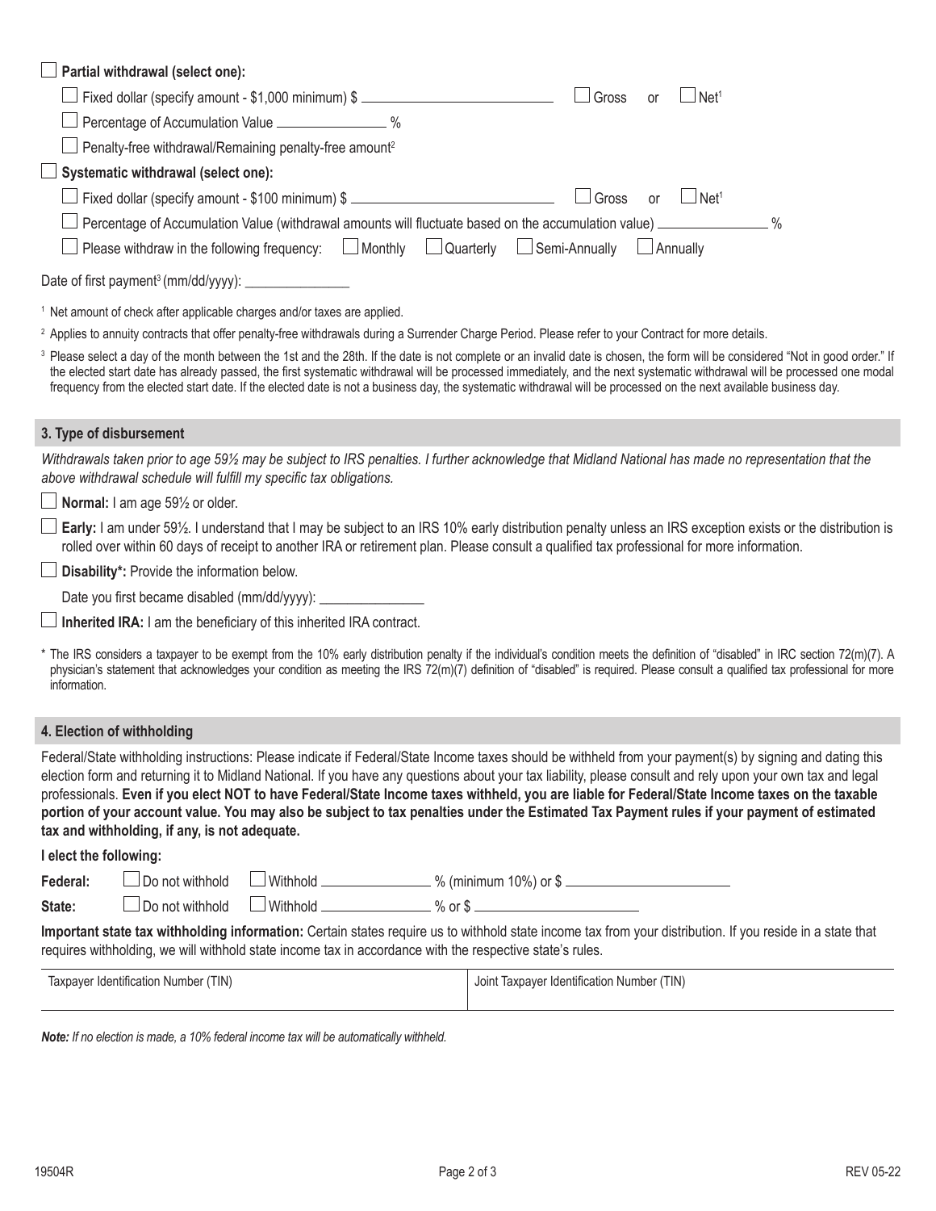☐ **Partial withdrawal (select one):**

☐ Fixed dollar (specify amount - $1,000 minimum) $ ____________________ ☐ Gross or ☐ Net[1]

☐ Percentage of Accumulation Value ____________ %

☐ Penalty-free withdrawal/Remaining penalty-free amount[2]

☐ **Systematic withdrawal (select one):**

☐ Fixed dollar (specify amount - $100 minimum) $ ____________________ ☐ Gross or ☐ Net[1]

☐ Percentage of Accumulation Value (withdrawal amounts will fluctuate based on the accumulation value) ____________ %

☐ Please withdraw in the following frequency: ☐ Monthly ☐ Quarterly ☐ Semi-Annually ☐ Annually

Date of first payment[3] (mm/dd/yyyy): ____________

[1] Net amount of check after applicable charges and/or taxes are applied.

[2] Applies to annuity contracts that offer penalty-free withdrawals during a Surrender Charge Period. Please refer to your Contract for more details.

[3] Please select a day of the month between the 1st and the 28th. If the date is not complete or an invalid date is chosen, the form will be considered "Not in good order." If the elected start date has already passed, the first systematic withdrawal will be processed immediately, and the next systematic withdrawal will be processed one modal frequency from the elected start date. If the elected date is not a business day, the systematic withdrawal will be processed on the next available business day.

## 3. Type of disbursement

*Withdrawals taken prior to age 59½ may be subject to IRS penalties. I further acknowledge that Midland National has made no representation that the above withdrawal schedule will fulfill my specific tax obligations.*

☐ **Normal:** I am age 59½ or older.

☐ **Early:** I am under 59½. I understand that I may be subject to an IRS 10% early distribution penalty unless an IRS exception exists or the distribution is rolled over within 60 days of receipt to another IRA or retirement plan. Please consult a qualified tax professional for more information.

☐ **Disability*:** Provide the information below.

Date you first became disabled (mm/dd/yyyy): ____________

☐ **Inherited IRA:** I am the beneficiary of this inherited IRA contract.

\* The IRS considers a taxpayer to be exempt from the 10% early distribution penalty if the individual's condition meets the definition of "disabled" in IRC section 72(m)(7). A physician's statement that acknowledges your condition as meeting the IRS 72(m)(7) definition of "disabled" is required. Please consult a qualified tax professional for more information.

## 4. Election of withholding

Federal/State withholding instructions: Please indicate if Federal/State Income taxes should be withheld from your payment(s) by signing and dating this election form and returning it to Midland National. If you have any questions about your tax liability, please consult and rely upon your own tax and legal professionals. **Even if you elect NOT to have Federal/State Income taxes withheld, you are liable for Federal/State Income taxes on the taxable portion of your account value. You may also be subject to tax penalties under the Estimated Tax Payment rules if your payment of estimated tax and withholding, if any, is not adequate.**

**I elect the following:**

**Federal:** ☐ Do not withhold ☐ Withhold ____________ % (minimum 10%) or $ ____________________

**State:** ☐ Do not withhold ☐ Withhold ____________ % or $ ____________________

**Important state tax withholding information:** Certain states require us to withhold state income tax from your distribution. If you reside in a state that requires withholding, we will withhold state income tax in accordance with the respective state's rules.

| Taxpayer Identification Number (TIN) | Joint Taxpayer Identification Number (TIN) |
| --- | --- |
| | |

***Note:** If no election is made, a 10% federal income tax will be automatically withheld.*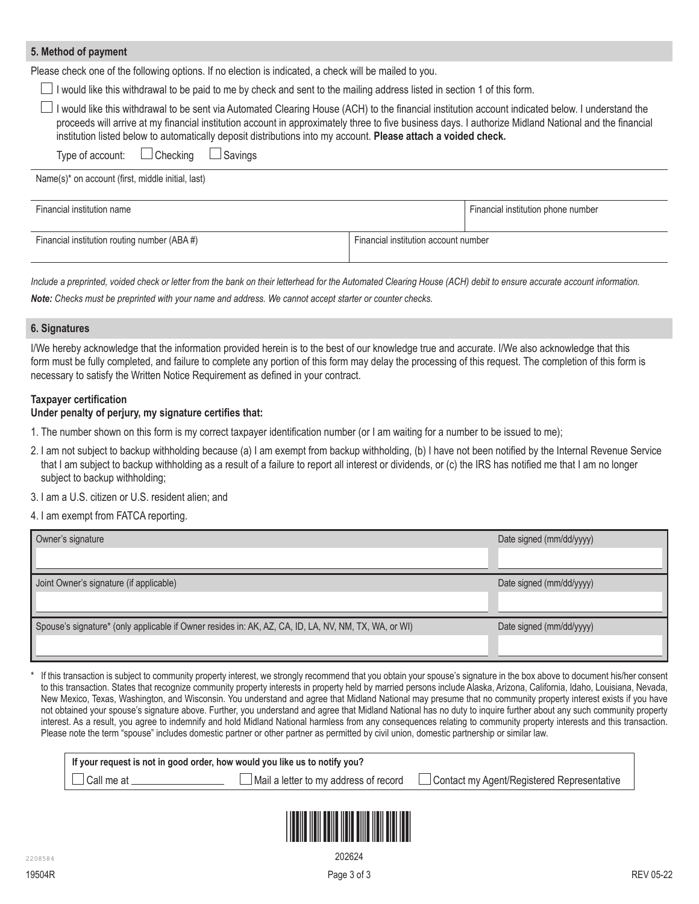## 5. Method of payment

Please check one of the following options. If no election is indicated, a check will be mailed to you.

☐ I would like this withdrawal to be paid to me by check and sent to the mailing address listed in section 1 of this form.

☐ I would like this withdrawal to be sent via Automated Clearing House (ACH) to the financial institution account indicated below. I understand the proceeds will arrive at my financial institution account in approximately three to five business days. I authorize Midland National and the financial institution listed below to automatically deposit distributions into my account. **Please attach a voided check.**

Type of account: ☐ Checking ☐ Savings

| | |
|---|---|
| Name(s)* on account (first, middle initial, last) | |
| Financial institution name | Financial institution phone number |
| Financial institution routing number (ABA #) | Financial institution account number |

*Include a preprinted, voided check or letter from the bank on their letterhead for the Automated Clearing House (ACH) debit to ensure accurate account information.*

***Note:*** *Checks must be preprinted with your name and address. We cannot accept starter or counter checks.*

## 6. Signatures

I/We hereby acknowledge that the information provided herein is to the best of our knowledge true and accurate. I/We also acknowledge that this form must be fully completed, and failure to complete any portion of this form may delay the processing of this request. The completion of this form is necessary to satisfy the Written Notice Requirement as defined in your contract.

**Taxpayer certification**
**Under penalty of perjury, my signature certifies that:**

1. The number shown on this form is my correct taxpayer identification number (or I am waiting for a number to be issued to me);
2. I am not subject to backup withholding because (a) I am exempt from backup withholding, (b) I have not been notified by the Internal Revenue Service that I am subject to backup withholding as a result of a failure to report all interest or dividends, or (c) the IRS has notified me that I am no longer subject to backup withholding;
3. I am a U.S. citizen or U.S. resident alien; and
4. I am exempt from FATCA reporting.

| | |
|---|---|
| Owner's signature | Date signed (mm/dd/yyyy) |
| Joint Owner's signature (if applicable) | Date signed (mm/dd/yyyy) |
| Spouse's signature* (only applicable if Owner resides in: AK, AZ, CA, ID, LA, NV, NM, TX, WA, or WI) | Date signed (mm/dd/yyyy) |

\* If this transaction is subject to community property interest, we strongly recommend that you obtain your spouse's signature in the box above to document his/her consent to this transaction. States that recognize community property interests in property held by married persons include Alaska, Arizona, California, Idaho, Louisiana, Nevada, New Mexico, Texas, Washington, and Wisconsin. You understand and agree that Midland National may presume that no community property interest exists if you have not obtained your spouse's signature above. Further, you understand and agree that Midland National has no duty to inquire further about any such community property interest. As a result, you agree to indemnify and hold Midland National harmless from any consequences relating to community property interests and this transaction. Please note the term "spouse" includes domestic partner or other partner as permitted by civil union, domestic partnership or similar law.

**If your request is not in good order, how would you like us to notify you?**

☐ Call me at ________________ ☐ Mail a letter to my address of record ☐ Contact my Agent/Registered Representative

202624

2208584

19504R REV 05-22